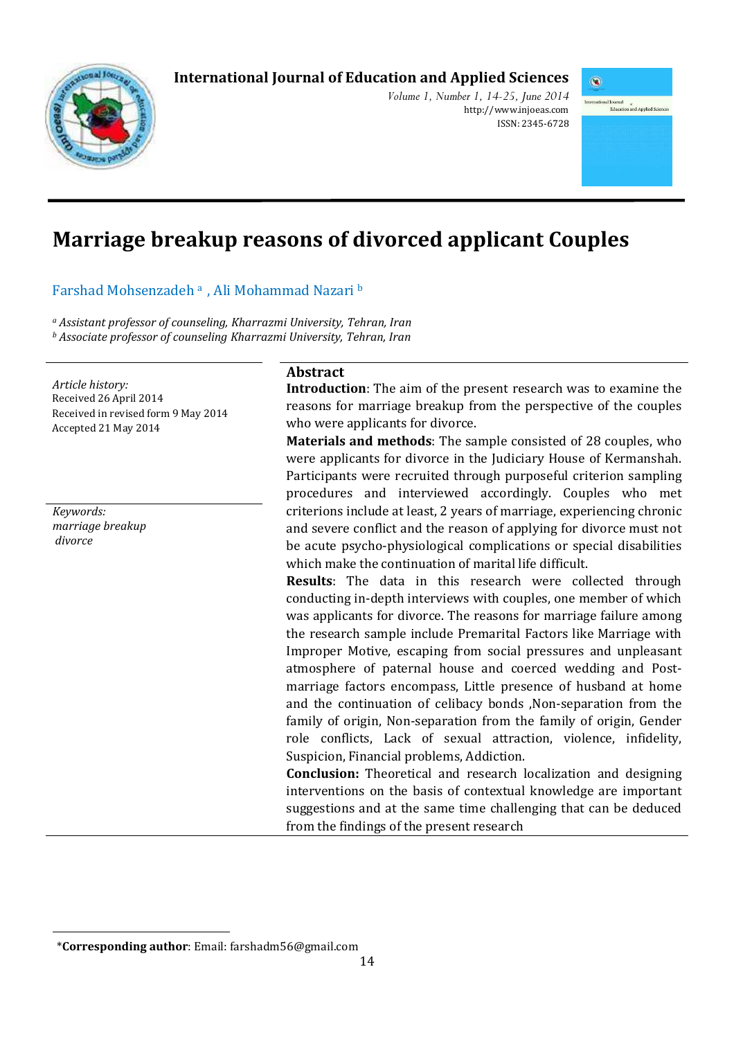# Marriage breakup reasons of divorced applicant Couples

Farshad Mohsenzadeh [a] , Ali Mohammad Nazari [b]

[a] *Assistant professor of counseling, Kharrazmi University, Tehran, Iran*
[b] *Associate professor of counseling Kharrazmi University, Tehran, Iran*

*Article history:*
Received 26 April 2014
Received in revised form 9 May 2014
Accepted 21 May 2014

*Keywords:*
*marriage breakup*
*divorce*

## Abstract

**Introduction**: The aim of the present research was to examine the reasons for marriage breakup from the perspective of the couples who were applicants for divorce.

**Materials and methods**: The sample consisted of 28 couples, who were applicants for divorce in the Judiciary House of Kermanshah. Participants were recruited through purposeful criterion sampling procedures and interviewed accordingly. Couples who met criterions include at least, 2 years of marriage, experiencing chronic and severe conflict and the reason of applying for divorce must not be acute psycho-physiological complications or special disabilities which make the continuation of marital life difficult.

**Results**: The data in this research were collected through conducting in-depth interviews with couples, one member of which was applicants for divorce. The reasons for marriage failure among the research sample include Premarital Factors like Marriage with Improper Motive, escaping from social pressures and unpleasant atmosphere of paternal house and coerced wedding and Post-marriage factors encompass, Little presence of husband at home and the continuation of celibacy bonds ,Non-separation from the family of origin, Non-separation from the family of origin, Gender role conflicts, Lack of sexual attraction, violence, infidelity, Suspicion, Financial problems, Addiction.

**Conclusion:** Theoretical and research localization and designing interventions on the basis of contextual knowledge are important suggestions and at the same time challenging that can be deduced from the findings of the present research

*\*Corresponding author*: Email: farshadm56@gmail.com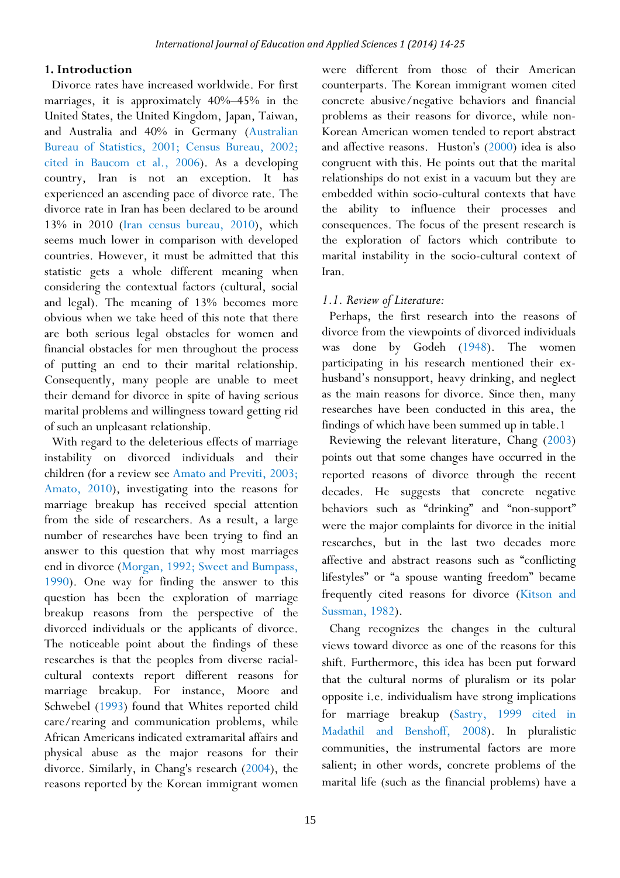## 1. Introduction

Divorce rates have increased worldwide. For first marriages, it is approximately 40%–45% in the United States, the United Kingdom, Japan, Taiwan, and Australia and 40% in Germany (Australian Bureau of Statistics, 2001; Census Bureau, 2002; cited in Baucom et al., 2006). As a developing country, Iran is not an exception. It has experienced an ascending pace of divorce rate. The divorce rate in Iran has been declared to be around 13% in 2010 (Iran census bureau, 2010), which seems much lower in comparison with developed countries. However, it must be admitted that this statistic gets a whole different meaning when considering the contextual factors (cultural, social and legal). The meaning of 13% becomes more obvious when we take heed of this note that there are both serious legal obstacles for women and financial obstacles for men throughout the process of putting an end to their marital relationship. Consequently, many people are unable to meet their demand for divorce in spite of having serious marital problems and willingness toward getting rid of such an unpleasant relationship.

With regard to the deleterious effects of marriage instability on divorced individuals and their children (for a review see Amato and Previti, 2003; Amato, 2010), investigating into the reasons for marriage breakup has received special attention from the side of researchers. As a result, a large number of researches have been trying to find an answer to this question that why most marriages end in divorce (Morgan, 1992; Sweet and Bumpass, 1990). One way for finding the answer to this question has been the exploration of marriage breakup reasons from the perspective of the divorced individuals or the applicants of divorce. The noticeable point about the findings of these researches is that the peoples from diverse racial-cultural contexts report different reasons for marriage breakup. For instance, Moore and Schwebel (1993) found that Whites reported child care/rearing and communication problems, while African Americans indicated extramarital affairs and physical abuse as the major reasons for their divorce. Similarly, in Chang's research (2004), the reasons reported by the Korean immigrant women were different from those of their American counterparts. The Korean immigrant women cited concrete abusive/negative behaviors and financial problems as their reasons for divorce, while non-Korean American women tended to report abstract and affective reasons. Huston's (2000) idea is also congruent with this. He points out that the marital relationships do not exist in a vacuum but they are embedded within socio-cultural contexts that have the ability to influence their processes and consequences. The focus of the present research is the exploration of factors which contribute to marital instability in the socio-cultural context of Iran.

### *1.1. Review of Literature:*

Perhaps, the first research into the reasons of divorce from the viewpoints of divorced individuals was done by Godeh (1948). The women participating in his research mentioned their ex-husband's nonsupport, heavy drinking, and neglect as the main reasons for divorce. Since then, many researches have been conducted in this area, the findings of which have been summed up in table.1

Reviewing the relevant literature, Chang (2003) points out that some changes have occurred in the reported reasons of divorce through the recent decades. He suggests that concrete negative behaviors such as "drinking" and "non-support" were the major complaints for divorce in the initial researches, but in the last two decades more affective and abstract reasons such as "conflicting lifestyles" or "a spouse wanting freedom" became frequently cited reasons for divorce (Kitson and Sussman, 1982).

Chang recognizes the changes in the cultural views toward divorce as one of the reasons for this shift. Furthermore, this idea has been put forward that the cultural norms of pluralism or its polar opposite i.e. individualism have strong implications for marriage breakup (Sastry, 1999 cited in Madathil and Benshoff, 2008). In pluralistic communities, the instrumental factors are more salient; in other words, concrete problems of the marital life (such as the financial problems) have a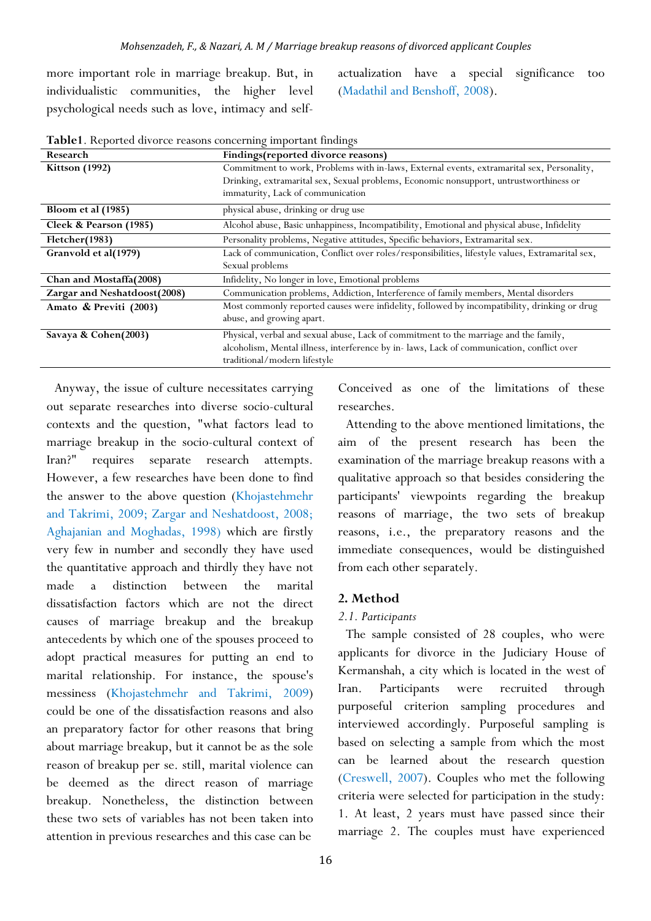more important role in marriage breakup. But, in individualistic communities, the higher level psychological needs such as love, intimacy and self-actualization have a special significance too (Madathil and Benshoff, 2008).

**Table1**. Reported divorce reasons concerning important findings

| Research | Findings(reported divorce reasons) |
|---|---|
| **Kittson (1992)** | Commitment to work, Problems with in-laws, External events, extramarital sex, Personality, Drinking, extramarital sex, Sexual problems, Economic nonsupport, untrustworthiness or immaturity, Lack of communication |
| **Bloom et al (1985)** | physical abuse, drinking or drug use |
| **Cleek & Pearson (1985)** | Alcohol abuse, Basic unhappiness, Incompatibility, Emotional and physical abuse, Infidelity |
| **Fletcher(1983)** | Personality problems, Negative attitudes, Specific behaviors, Extramarital sex. |
| **Granvold et al(1979)** | Lack of communication, Conflict over roles/responsibilities, lifestyle values, Extramarital sex, Sexual problems |
| **Chan and Mostaffa(2008)** | Infidelity, No longer in love, Emotional problems |
| **Zargar and Neshatdoost(2008)** | Communication problems, Addiction, Interference of family members, Mental disorders |
| **Amato & Previti (2003)** | Most commonly reported causes were infidelity, followed by incompatibility, drinking or drug abuse, and growing apart. |
| **Savaya & Cohen(2003)** | Physical, verbal and sexual abuse, Lack of commitment to the marriage and the family, alcoholism, Mental illness, interference by in- laws, Lack of communication, conflict over traditional/modern lifestyle |

Anyway, the issue of culture necessitates carrying out separate researches into diverse socio-cultural contexts and the question, "what factors lead to marriage breakup in the socio-cultural context of Iran?" requires separate research attempts. However, a few researches have been done to find the answer to the above question (Khojastehmehr and Takrimi, 2009; Zargar and Neshatdoost, 2008; Aghajanian and Moghadas, 1998) which are firstly very few in number and secondly they have used the quantitative approach and thirdly they have not made a distinction between the marital dissatisfaction factors which are not the direct causes of marriage breakup and the breakup antecedents by which one of the spouses proceed to adopt practical measures for putting an end to marital relationship. For instance, the spouse's messiness (Khojastehmehr and Takrimi, 2009) could be one of the dissatisfaction reasons and also an preparatory factor for other reasons that bring about marriage breakup, but it cannot be as the sole reason of breakup per se. still, marital violence can be deemed as the direct reason of marriage breakup. Nonetheless, the distinction between these two sets of variables has not been taken into attention in previous researches and this case can be Conceived as one of the limitations of these researches.

Attending to the above mentioned limitations, the aim of the present research has been the examination of the marriage breakup reasons with a qualitative approach so that besides considering the participants' viewpoints regarding the breakup reasons of marriage, the two sets of breakup reasons, i.e., the preparatory reasons and the immediate consequences, would be distinguished from each other separately.

## 2. Method

### *2.1. Participants*

The sample consisted of 28 couples, who were applicants for divorce in the Judiciary House of Kermanshah, a city which is located in the west of Iran. Participants were recruited through purposeful criterion sampling procedures and interviewed accordingly. Purposeful sampling is based on selecting a sample from which the most can be learned about the research question (Creswell, 2007). Couples who met the following criteria were selected for participation in the study: 1. At least, 2 years must have passed since their marriage 2. The couples must have experienced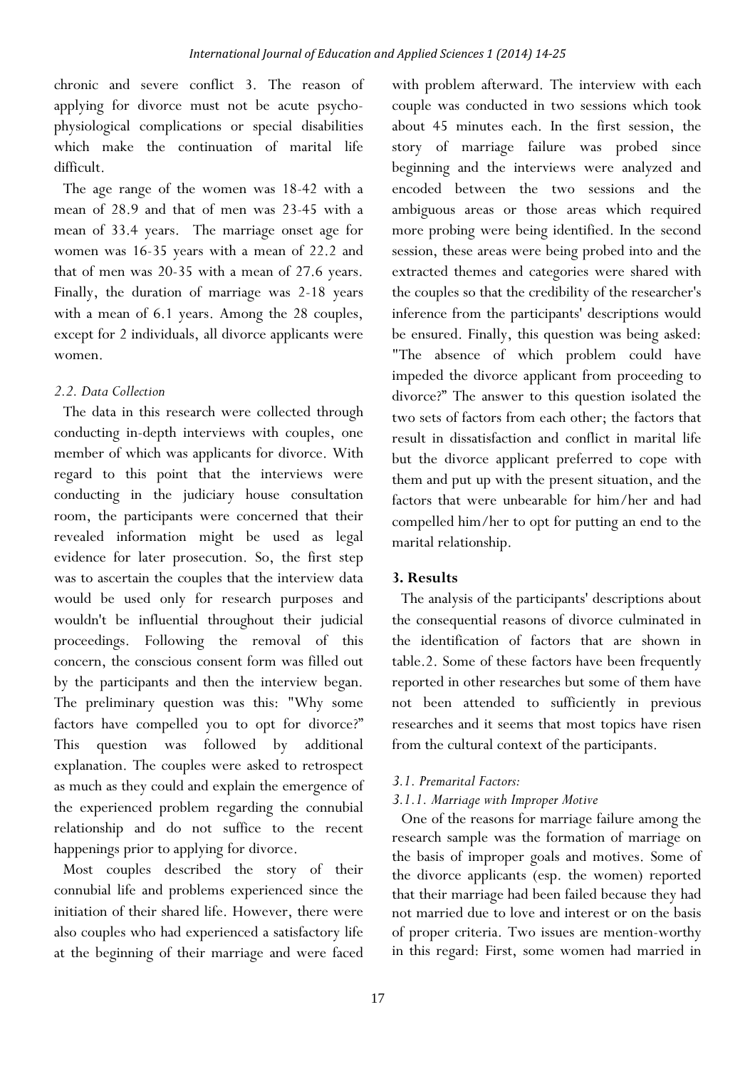chronic and severe conflict 3. The reason of applying for divorce must not be acute psycho-physiological complications or special disabilities which make the continuation of marital life difficult.

The age range of the women was 18-42 with a mean of 28.9 and that of men was 23-45 with a mean of 33.4 years. The marriage onset age for women was 16-35 years with a mean of 22.2 and that of men was 20-35 with a mean of 27.6 years. Finally, the duration of marriage was 2-18 years with a mean of 6.1 years. Among the 28 couples, except for 2 individuals, all divorce applicants were women.

### *2.2. Data Collection*

The data in this research were collected through conducting in-depth interviews with couples, one member of which was applicants for divorce. With regard to this point that the interviews were conducting in the judiciary house consultation room, the participants were concerned that their revealed information might be used as legal evidence for later prosecution. So, the first step was to ascertain the couples that the interview data would be used only for research purposes and wouldn't be influential throughout their judicial proceedings. Following the removal of this concern, the conscious consent form was filled out by the participants and then the interview began. The preliminary question was this: "Why some factors have compelled you to opt for divorce?" This question was followed by additional explanation. The couples were asked to retrospect as much as they could and explain the emergence of the experienced problem regarding the connubial relationship and do not suffice to the recent happenings prior to applying for divorce.

Most couples described the story of their connubial life and problems experienced since the initiation of their shared life. However, there were also couples who had experienced a satisfactory life at the beginning of their marriage and were faced with problem afterward. The interview with each couple was conducted in two sessions which took about 45 minutes each. In the first session, the story of marriage failure was probed since beginning and the interviews were analyzed and encoded between the two sessions and the ambiguous areas or those areas which required more probing were being identified. In the second session, these areas were being probed into and the extracted themes and categories were shared with the couples so that the credibility of the researcher's inference from the participants' descriptions would be ensured. Finally, this question was being asked: "The absence of which problem could have impeded the divorce applicant from proceeding to divorce?" The answer to this question isolated the two sets of factors from each other; the factors that result in dissatisfaction and conflict in marital life but the divorce applicant preferred to cope with them and put up with the present situation, and the factors that were unbearable for him/her and had compelled him/her to opt for putting an end to the marital relationship.

## 3. Results

The analysis of the participants' descriptions about the consequential reasons of divorce culminated in the identification of factors that are shown in table.2. Some of these factors have been frequently reported in other researches but some of them have not been attended to sufficiently in previous researches and it seems that most topics have risen from the cultural context of the participants.

### *3.1. Premarital Factors:*

#### *3.1.1. Marriage with Improper Motive*

One of the reasons for marriage failure among the research sample was the formation of marriage on the basis of improper goals and motives. Some of the divorce applicants (esp. the women) reported that their marriage had been failed because they had not married due to love and interest or on the basis of proper criteria. Two issues are mention-worthy in this regard: First, some women had married in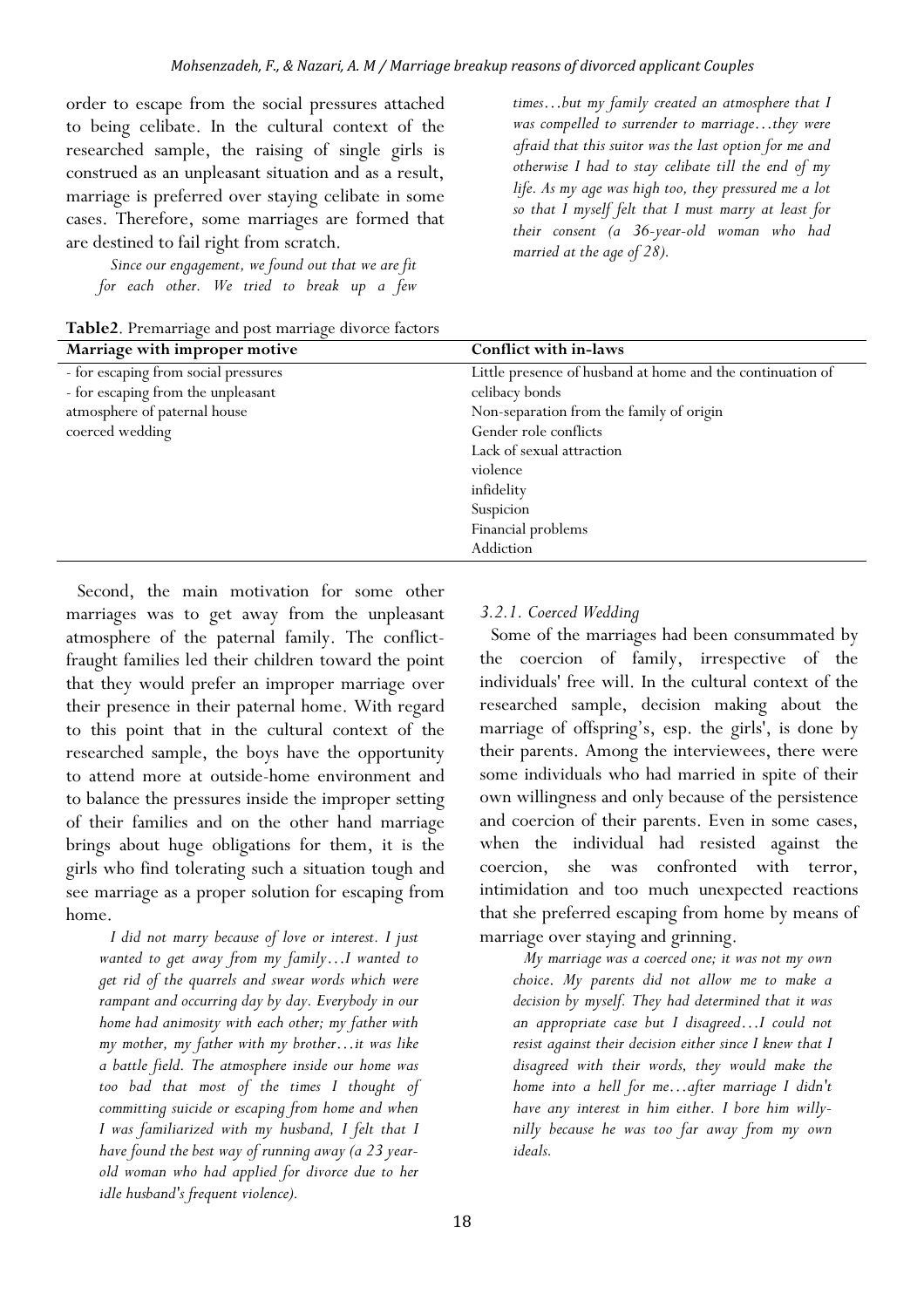order to escape from the social pressures attached to being celibate. In the cultural context of the researched sample, the raising of single girls is construed as an unpleasant situation and as a result, marriage is preferred over staying celibate in some cases. Therefore, some marriages are formed that are destined to fail right from scratch.

*Since our engagement, we found out that we are fit for each other. We tried to break up a few times…but my family created an atmosphere that I was compelled to surrender to marriage…they were afraid that this suitor was the last option for me and otherwise I had to stay celibate till the end of my life. As my age was high too, they pressured me a lot so that I myself felt that I must marry at least for their consent (a 36-year-old woman who had married at the age of 28).*

**Table2**. Premarriage and post marriage divorce factors

| Marriage with improper motive | Conflict with in-laws |
| --- | --- |
| - for escaping from social pressures | Little presence of husband at home and the continuation of celibacy bonds |
| - for escaping from the unpleasant atmosphere of paternal house | Non-separation from the family of origin |
| coerced wedding | Gender role conflicts |
| | Lack of sexual attraction |
| | violence |
| | infidelity |
| | Suspicion |
| | Financial problems |
| | Addiction |

Second, the main motivation for some other marriages was to get away from the unpleasant atmosphere of the paternal family. The conflict-fraught families led their children toward the point that they would prefer an improper marriage over their presence in their paternal home. With regard to this point that in the cultural context of the researched sample, the boys have the opportunity to attend more at outside-home environment and to balance the pressures inside the improper setting of their families and on the other hand marriage brings about huge obligations for them, it is the girls who find tolerating such a situation tough and see marriage as a proper solution for escaping from home.

*I did not marry because of love or interest. I just wanted to get away from my family…I wanted to get rid of the quarrels and swear words which were rampant and occurring day by day. Everybody in our home had animosity with each other; my father with my mother, my father with my brother…it was like a battle field. The atmosphere inside our home was too bad that most of the times I thought of committing suicide or escaping from home and when I was familiarized with my husband, I felt that I have found the best way of running away (a 23 year-old woman who had applied for divorce due to her idle husband's frequent violence).*

### *3.2.1. Coerced Wedding*

Some of the marriages had been consummated by the coercion of family, irrespective of the individuals' free will. In the cultural context of the researched sample, decision making about the marriage of offspring's, esp. the girls', is done by their parents. Among the interviewees, there were some individuals who had married in spite of their own willingness and only because of the persistence and coercion of their parents. Even in some cases, when the individual had resisted against the coercion, she was confronted with terror, intimidation and too much unexpected reactions that she preferred escaping from home by means of marriage over staying and grinning.

*My marriage was a coerced one; it was not my own choice. My parents did not allow me to make a decision by myself. They had determined that it was an appropriate case but I disagreed…I could not resist against their decision either since I knew that I disagreed with their words, they would make the home into a hell for me…after marriage I didn't have any interest in him either. I bore him willy-nilly because he was too far away from my own ideals.*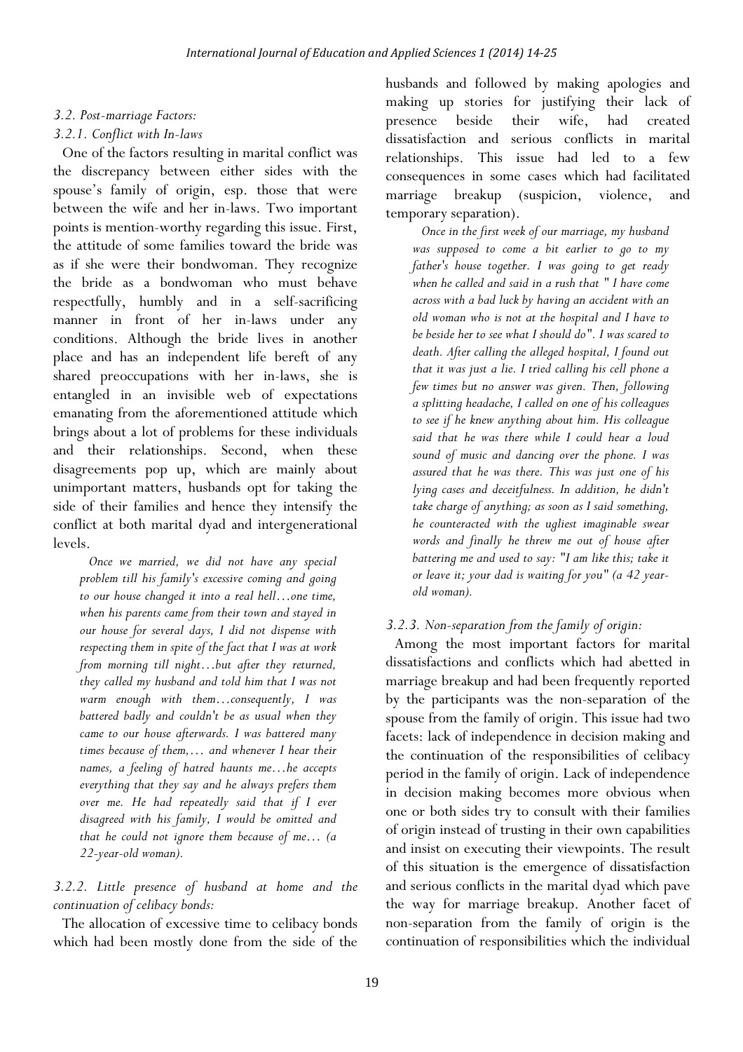### *3.2. Post-marriage Factors:*

#### *3.2.1. Conflict with In-laws*

One of the factors resulting in marital conflict was the discrepancy between either sides with the spouse's family of origin, esp. those that were between the wife and her in-laws. Two important points is mention-worthy regarding this issue. First, the attitude of some families toward the bride was as if she were their bondwoman. They recognize the bride as a bondwoman who must behave respectfully, humbly and in a self-sacrificing manner in front of her in-laws under any conditions. Although the bride lives in another place and has an independent life bereft of any shared preoccupations with her in-laws, she is entangled in an invisible web of expectations emanating from the aforementioned attitude which brings about a lot of problems for these individuals and their relationships. Second, when these disagreements pop up, which are mainly about unimportant matters, husbands opt for taking the side of their families and hence they intensify the conflict at both marital dyad and intergenerational levels.

> *Once we married, we did not have any special problem till his family's excessive coming and going to our house changed it into a real hell…one time, when his parents came from their town and stayed in our house for several days, I did not dispense with respecting them in spite of the fact that I was at work from morning till night…but after they returned, they called my husband and told him that I was not warm enough with them…consequently, I was battered badly and couldn't be as usual when they came to our house afterwards. I was battered many times because of them,… and whenever I hear their names, a feeling of hatred haunts me…he accepts everything that they say and he always prefers them over me. He had repeatedly said that if I ever disagreed with his family, I would be omitted and that he could not ignore them because of me… (a 22-year-old woman).*

#### *3.2.2. Little presence of husband at home and the continuation of celibacy bonds:*

The allocation of excessive time to celibacy bonds which had been mostly done from the side of the husbands and followed by making apologies and making up stories for justifying their lack of presence beside their wife, had created dissatisfaction and serious conflicts in marital relationships. This issue had led to a few consequences in some cases which had facilitated marriage breakup (suspicion, violence, and temporary separation).

> *Once in the first week of our marriage, my husband was supposed to come a bit earlier to go to my father's house together. I was going to get ready when he called and said in a rush that " I have come across with a bad luck by having an accident with an old woman who is not at the hospital and I have to be beside her to see what I should do". I was scared to death. After calling the alleged hospital, I found out that it was just a lie. I tried calling his cell phone a few times but no answer was given. Then, following a splitting headache, I called on one of his colleagues to see if he knew anything about him. His colleague said that he was there while I could hear a loud sound of music and dancing over the phone. I was assured that he was there. This was just one of his lying cases and deceitfulness. In addition, he didn't take charge of anything; as soon as I said something, he counteracted with the ugliest imaginable swear words and finally he threw me out of house after battering me and used to say: "I am like this; take it or leave it; your dad is waiting for you" (a 42 year-old woman).*

#### *3.2.3. Non-separation from the family of origin:*

Among the most important factors for marital dissatisfactions and conflicts which had abetted in marriage breakup and had been frequently reported by the participants was the non-separation of the spouse from the family of origin. This issue had two facets: lack of independence in decision making and the continuation of the responsibilities of celibacy period in the family of origin. Lack of independence in decision making becomes more obvious when one or both sides try to consult with their families of origin instead of trusting in their own capabilities and insist on executing their viewpoints. The result of this situation is the emergence of dissatisfaction and serious conflicts in the marital dyad which pave the way for marriage breakup. Another facet of non-separation from the family of origin is the continuation of responsibilities which the individual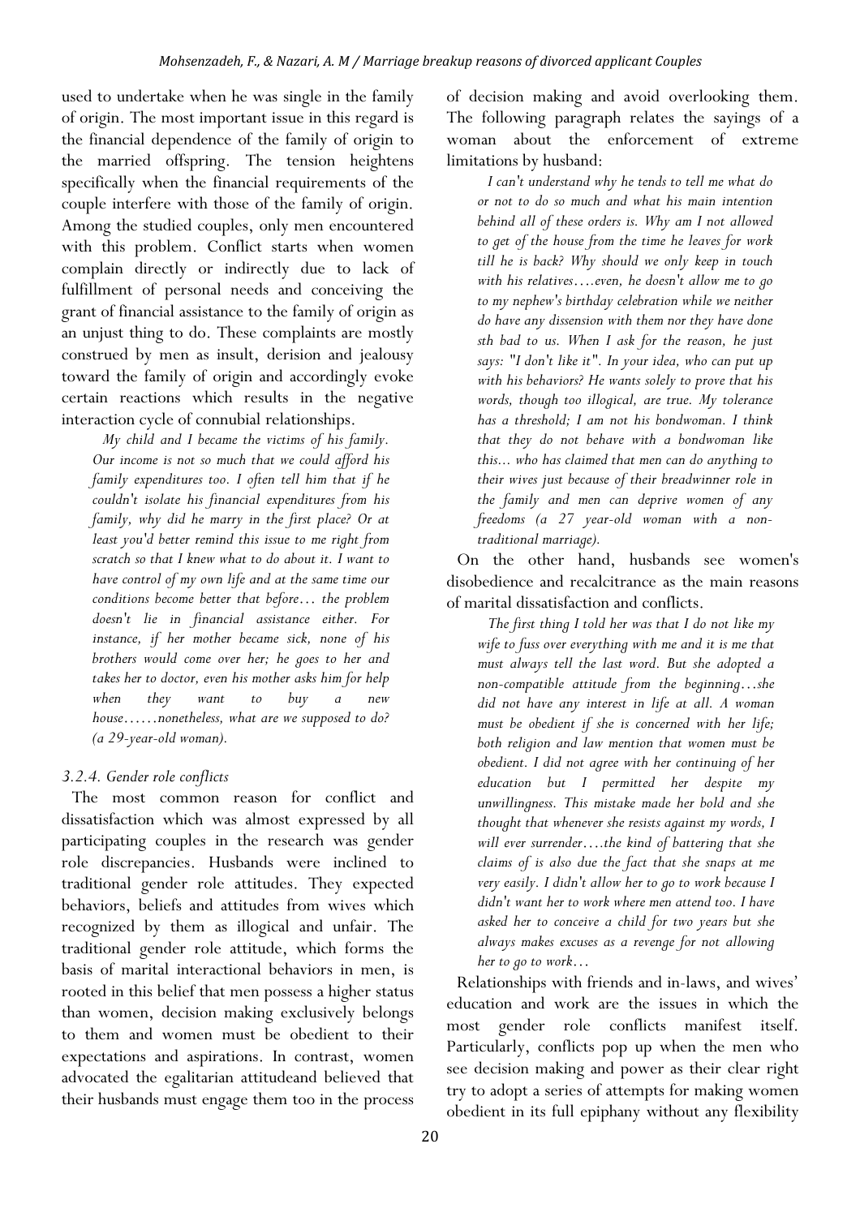used to undertake when he was single in the family of origin. The most important issue in this regard is the financial dependence of the family of origin to the married offspring. The tension heightens specifically when the financial requirements of the couple interfere with those of the family of origin. Among the studied couples, only men encountered with this problem. Conflict starts when women complain directly or indirectly due to lack of fulfillment of personal needs and conceiving the grant of financial assistance to the family of origin as an unjust thing to do. These complaints are mostly construed by men as insult, derision and jealousy toward the family of origin and accordingly evoke certain reactions which results in the negative interaction cycle of connubial relationships.

> *My child and I became the victims of his family. Our income is not so much that we could afford his family expenditures too. I often tell him that if he couldn't isolate his financial expenditures from his family, why did he marry in the first place? Or at least you'd better remind this issue to me right from scratch so that I knew what to do about it. I want to have control of my own life and at the same time our conditions become better that before… the problem doesn't lie in financial assistance either. For instance, if her mother became sick, none of his brothers would come over her; he goes to her and takes her to doctor, even his mother asks him for help when they want to buy a new house……nonetheless, what are we supposed to do? (a 29-year-old woman).*

### *3.2.4. Gender role conflicts*

The most common reason for conflict and dissatisfaction which was almost expressed by all participating couples in the research was gender role discrepancies. Husbands were inclined to traditional gender role attitudes. They expected behaviors, beliefs and attitudes from wives which recognized by them as illogical and unfair. The traditional gender role attitude, which forms the basis of marital interactional behaviors in men, is rooted in this belief that men possess a higher status than women, decision making exclusively belongs to them and women must be obedient to their expectations and aspirations. In contrast, women advocated the egalitarian attitudeand believed that their husbands must engage them too in the process of decision making and avoid overlooking them. The following paragraph relates the sayings of a woman about the enforcement of extreme limitations by husband:

> *I can't understand why he tends to tell me what do or not to do so much and what his main intention behind all of these orders is. Why am I not allowed to get of the house from the time he leaves for work till he is back? Why should we only keep in touch with his relatives….even, he doesn't allow me to go to my nephew's birthday celebration while we neither do have any dissension with them nor they have done sth bad to us. When I ask for the reason, he just says: "I don't like it". In your idea, who can put up with his behaviors? He wants solely to prove that his words, though too illogical, are true. My tolerance has a threshold; I am not his bondwoman. I think that they do not behave with a bondwoman like this... who has claimed that men can do anything to their wives just because of their breadwinner role in the family and men can deprive women of any freedoms (a 27 year-old woman with a non-traditional marriage).*

On the other hand, husbands see women's disobedience and recalcitrance as the main reasons of marital dissatisfaction and conflicts.

> *The first thing I told her was that I do not like my wife to fuss over everything with me and it is me that must always tell the last word. But she adopted a non-compatible attitude from the beginning…she did not have any interest in life at all. A woman must be obedient if she is concerned with her life; both religion and law mention that women must be obedient. I did not agree with her continuing of her education but I permitted her despite my unwillingness. This mistake made her bold and she thought that whenever she resists against my words, I will ever surrender….the kind of battering that she claims of is also due the fact that she snaps at me very easily. I didn't allow her to go to work because I didn't want her to work where men attend too. I have asked her to conceive a child for two years but she always makes excuses as a revenge for not allowing her to go to work…*

Relationships with friends and in-laws, and wives' education and work are the issues in which the most gender role conflicts manifest itself. Particularly, conflicts pop up when the men who see decision making and power as their clear right try to adopt a series of attempts for making women obedient in its full epiphany without any flexibility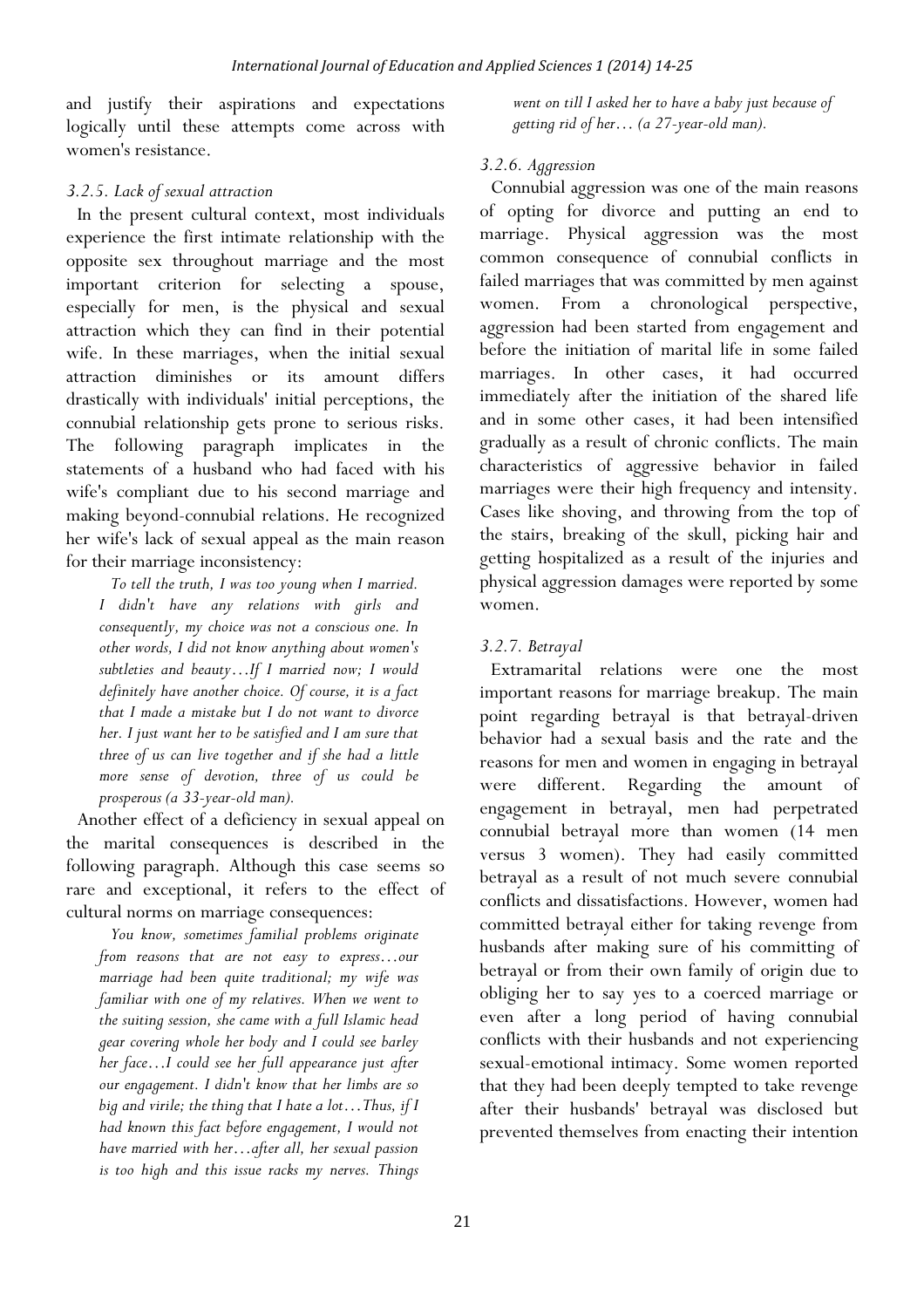and justify their aspirations and expectations logically until these attempts come across with women's resistance.

### 3.2.5. Lack of sexual attraction

In the present cultural context, most individuals experience the first intimate relationship with the opposite sex throughout marriage and the most important criterion for selecting a spouse, especially for men, is the physical and sexual attraction which they can find in their potential wife. In these marriages, when the initial sexual attraction diminishes or its amount differs drastically with individuals' initial perceptions, the connubial relationship gets prone to serious risks. The following paragraph implicates in the statements of a husband who had faced with his wife's compliant due to his second marriage and making beyond-connubial relations. He recognized her wife's lack of sexual appeal as the main reason for their marriage inconsistency:

> *To tell the truth, I was too young when I married. I didn't have any relations with girls and consequently, my choice was not a conscious one. In other words, I did not know anything about women's subtleties and beauty…If I married now; I would definitely have another choice. Of course, it is a fact that I made a mistake but I do not want to divorce her. I just want her to be satisfied and I am sure that three of us can live together and if she had a little more sense of devotion, three of us could be prosperous (a 33-year-old man).*

Another effect of a deficiency in sexual appeal on the marital consequences is described in the following paragraph. Although this case seems so rare and exceptional, it refers to the effect of cultural norms on marriage consequences:

> *You know, sometimes familial problems originate from reasons that are not easy to express…our marriage had been quite traditional; my wife was familiar with one of my relatives. When we went to the suiting session, she came with a full Islamic head gear covering whole her body and I could see barley her face…I could see her full appearance just after our engagement. I didn't know that her limbs are so big and virile; the thing that I hate a lot…Thus, if I had known this fact before engagement, I would not have married with her…after all, her sexual passion is too high and this issue racks my nerves. Things went on till I asked her to have a baby just because of getting rid of her… (a 27-year-old man).*

### 3.2.6. Aggression

Connubial aggression was one of the main reasons of opting for divorce and putting an end to marriage. Physical aggression was the most common consequence of connubial conflicts in failed marriages that was committed by men against women. From a chronological perspective, aggression had been started from engagement and before the initiation of marital life in some failed marriages. In other cases, it had occurred immediately after the initiation of the shared life and in some other cases, it had been intensified gradually as a result of chronic conflicts. The main characteristics of aggressive behavior in failed marriages were their high frequency and intensity. Cases like shoving, and throwing from the top of the stairs, breaking of the skull, picking hair and getting hospitalized as a result of the injuries and physical aggression damages were reported by some women.

### 3.2.7. Betrayal

Extramarital relations were one the most important reasons for marriage breakup. The main point regarding betrayal is that betrayal-driven behavior had a sexual basis and the rate and the reasons for men and women in engaging in betrayal were different. Regarding the amount of engagement in betrayal, men had perpetrated connubial betrayal more than women (14 men versus 3 women). They had easily committed betrayal as a result of not much severe connubial conflicts and dissatisfactions. However, women had committed betrayal either for taking revenge from husbands after making sure of his committing of betrayal or from their own family of origin due to obliging her to say yes to a coerced marriage or even after a long period of having connubial conflicts with their husbands and not experiencing sexual-emotional intimacy. Some women reported that they had been deeply tempted to take revenge after their husbands' betrayal was disclosed but prevented themselves from enacting their intention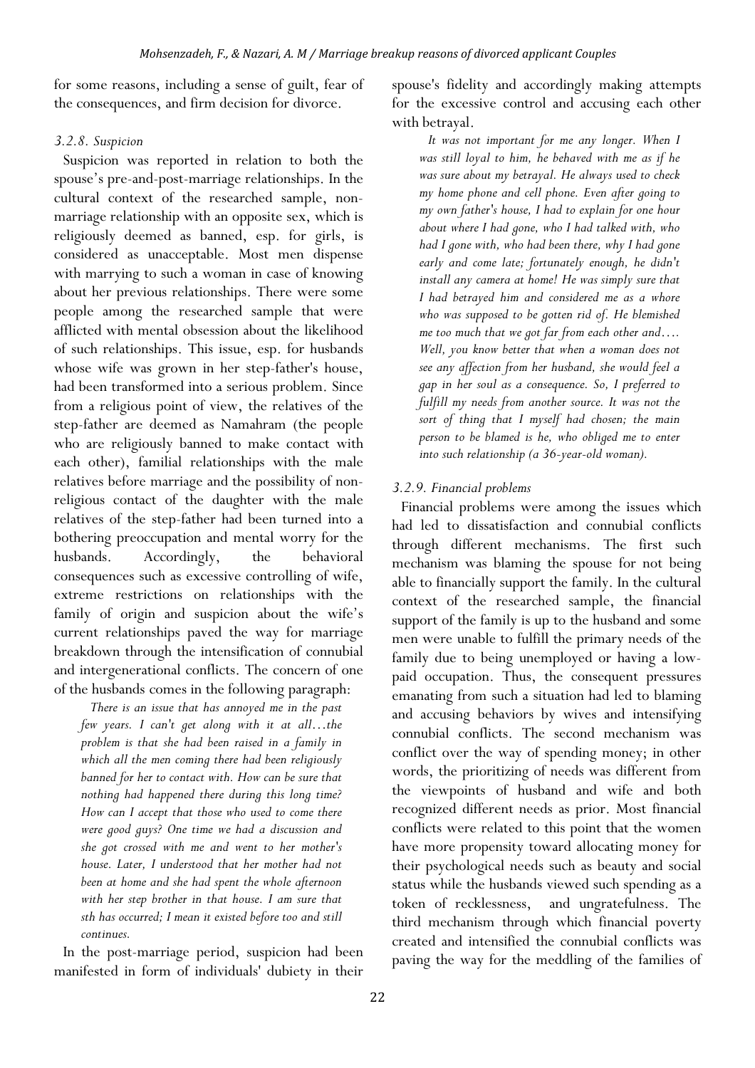for some reasons, including a sense of guilt, fear of the consequences, and firm decision for divorce.

### *3.2.8. Suspicion*

Suspicion was reported in relation to both the spouse's pre-and-post-marriage relationships. In the cultural context of the researched sample, non-marriage relationship with an opposite sex, which is religiously deemed as banned, esp. for girls, is considered as unacceptable. Most men dispense with marrying to such a woman in case of knowing about her previous relationships. There were some people among the researched sample that were afflicted with mental obsession about the likelihood of such relationships. This issue, esp. for husbands whose wife was grown in her step-father's house, had been transformed into a serious problem. Since from a religious point of view, the relatives of the step-father are deemed as Namahram (the people who are religiously banned to make contact with each other), familial relationships with the male relatives before marriage and the possibility of non-religious contact of the daughter with the male relatives of the step-father had been turned into a bothering preoccupation and mental worry for the husbands. Accordingly, the behavioral consequences such as excessive controlling of wife, extreme restrictions on relationships with the family of origin and suspicion about the wife's current relationships paved the way for marriage breakdown through the intensification of connubial and intergenerational conflicts. The concern of one of the husbands comes in the following paragraph:

> *There is an issue that has annoyed me in the past few years. I can't get along with it at all…the problem is that she had been raised in a family in which all the men coming there had been religiously banned for her to contact with. How can be sure that nothing had happened there during this long time? How can I accept that those who used to come there were good guys? One time we had a discussion and she got crossed with me and went to her mother's house. Later, I understood that her mother had not been at home and she had spent the whole afternoon with her step brother in that house. I am sure that sth has occurred; I mean it existed before too and still continues.*

In the post-marriage period, suspicion had been manifested in form of individuals' dubiety in their spouse's fidelity and accordingly making attempts for the excessive control and accusing each other with betrayal.

> *It was not important for me any longer. When I was still loyal to him, he behaved with me as if he was sure about my betrayal. He always used to check my home phone and cell phone. Even after going to my own father's house, I had to explain for one hour about where I had gone, who I had talked with, who had I gone with, who had been there, why I had gone early and come late; fortunately enough, he didn't install any camera at home! He was simply sure that I had betrayed him and considered me as a whore who was supposed to be gotten rid of. He blemished me too much that we got far from each other and…. Well, you know better that when a woman does not see any affection from her husband, she would feel a gap in her soul as a consequence. So, I preferred to fulfill my needs from another source. It was not the sort of thing that I myself had chosen; the main person to be blamed is he, who obliged me to enter into such relationship (a 36-year-old woman).*

### *3.2.9. Financial problems*

Financial problems were among the issues which had led to dissatisfaction and connubial conflicts through different mechanisms. The first such mechanism was blaming the spouse for not being able to financially support the family. In the cultural context of the researched sample, the financial support of the family is up to the husband and some men were unable to fulfill the primary needs of the family due to being unemployed or having a low-paid occupation. Thus, the consequent pressures emanating from such a situation had led to blaming and accusing behaviors by wives and intensifying connubial conflicts. The second mechanism was conflict over the way of spending money; in other words, the prioritizing of needs was different from the viewpoints of husband and wife and both recognized different needs as prior. Most financial conflicts were related to this point that the women have more propensity toward allocating money for their psychological needs such as beauty and social status while the husbands viewed such spending as a token of recklessness, and ungratefulness. The third mechanism through which financial poverty created and intensified the connubial conflicts was paving the way for the meddling of the families of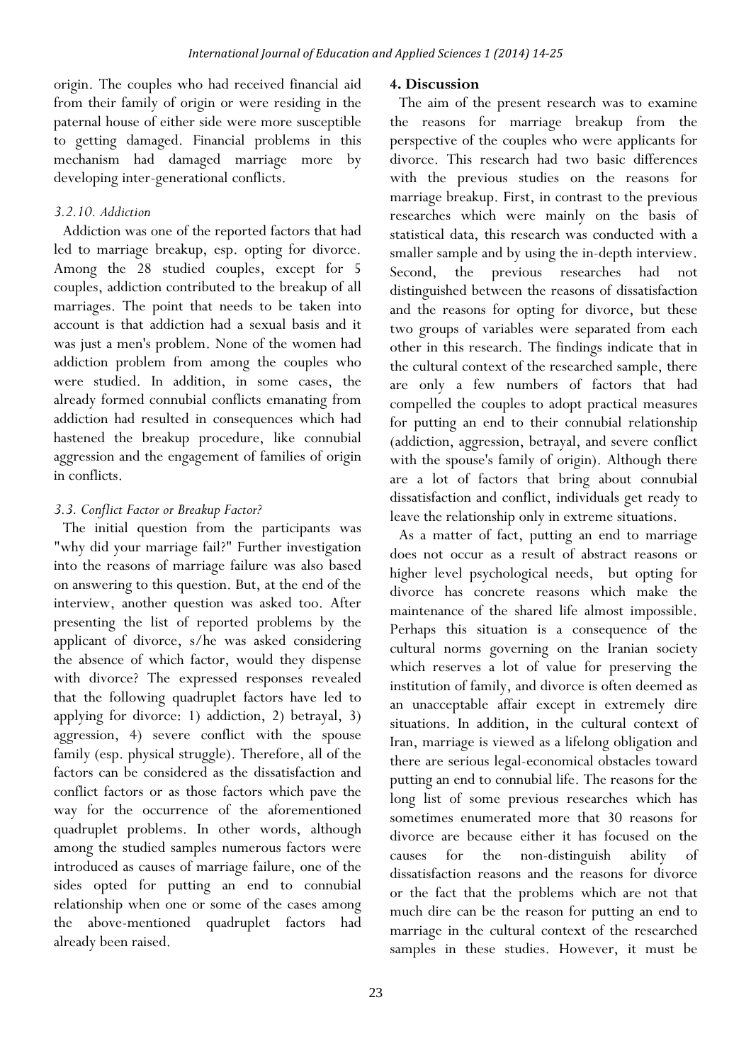origin. The couples who had received financial aid from their family of origin or were residing in the paternal house of either side were more susceptible to getting damaged. Financial problems in this mechanism had damaged marriage more by developing inter-generational conflicts.

### *3.2.10. Addiction*

Addiction was one of the reported factors that had led to marriage breakup, esp. opting for divorce. Among the 28 studied couples, except for 5 couples, addiction contributed to the breakup of all marriages. The point that needs to be taken into account is that addiction had a sexual basis and it was just a men's problem. None of the women had addiction problem from among the couples who were studied. In addition, in some cases, the already formed connubial conflicts emanating from addiction had resulted in consequences which had hastened the breakup procedure, like connubial aggression and the engagement of families of origin in conflicts.

### *3.3. Conflict Factor or Breakup Factor?*

The initial question from the participants was "why did your marriage fail?" Further investigation into the reasons of marriage failure was also based on answering to this question. But, at the end of the interview, another question was asked too. After presenting the list of reported problems by the applicant of divorce, s/he was asked considering the absence of which factor, would they dispense with divorce? The expressed responses revealed that the following quadruplet factors have led to applying for divorce: 1) addiction, 2) betrayal, 3) aggression, 4) severe conflict with the spouse family (esp. physical struggle). Therefore, all of the factors can be considered as the dissatisfaction and conflict factors or as those factors which pave the way for the occurrence of the aforementioned quadruplet problems. In other words, although among the studied samples numerous factors were introduced as causes of marriage failure, one of the sides opted for putting an end to connubial relationship when one or some of the cases among the above-mentioned quadruplet factors had already been raised.

## 4. Discussion

The aim of the present research was to examine the reasons for marriage breakup from the perspective of the couples who were applicants for divorce. This research had two basic differences with the previous studies on the reasons for marriage breakup. First, in contrast to the previous researches which were mainly on the basis of statistical data, this research was conducted with a smaller sample and by using the in-depth interview. Second, the previous researches had not distinguished between the reasons of dissatisfaction and the reasons for opting for divorce, but these two groups of variables were separated from each other in this research. The findings indicate that in the cultural context of the researched sample, there are only a few numbers of factors that had compelled the couples to adopt practical measures for putting an end to their connubial relationship (addiction, aggression, betrayal, and severe conflict with the spouse's family of origin). Although there are a lot of factors that bring about connubial dissatisfaction and conflict, individuals get ready to leave the relationship only in extreme situations.

As a matter of fact, putting an end to marriage does not occur as a result of abstract reasons or higher level psychological needs, but opting for divorce has concrete reasons which make the maintenance of the shared life almost impossible. Perhaps this situation is a consequence of the cultural norms governing on the Iranian society which reserves a lot of value for preserving the institution of family, and divorce is often deemed as an unacceptable affair except in extremely dire situations. In addition, in the cultural context of Iran, marriage is viewed as a lifelong obligation and there are serious legal-economical obstacles toward putting an end to connubial life. The reasons for the long list of some previous researches which has sometimes enumerated more that 30 reasons for divorce are because either it has focused on the causes for the non-distinguish ability of dissatisfaction reasons and the reasons for divorce or the fact that the problems which are not that much dire can be the reason for putting an end to marriage in the cultural context of the researched samples in these studies. However, it must be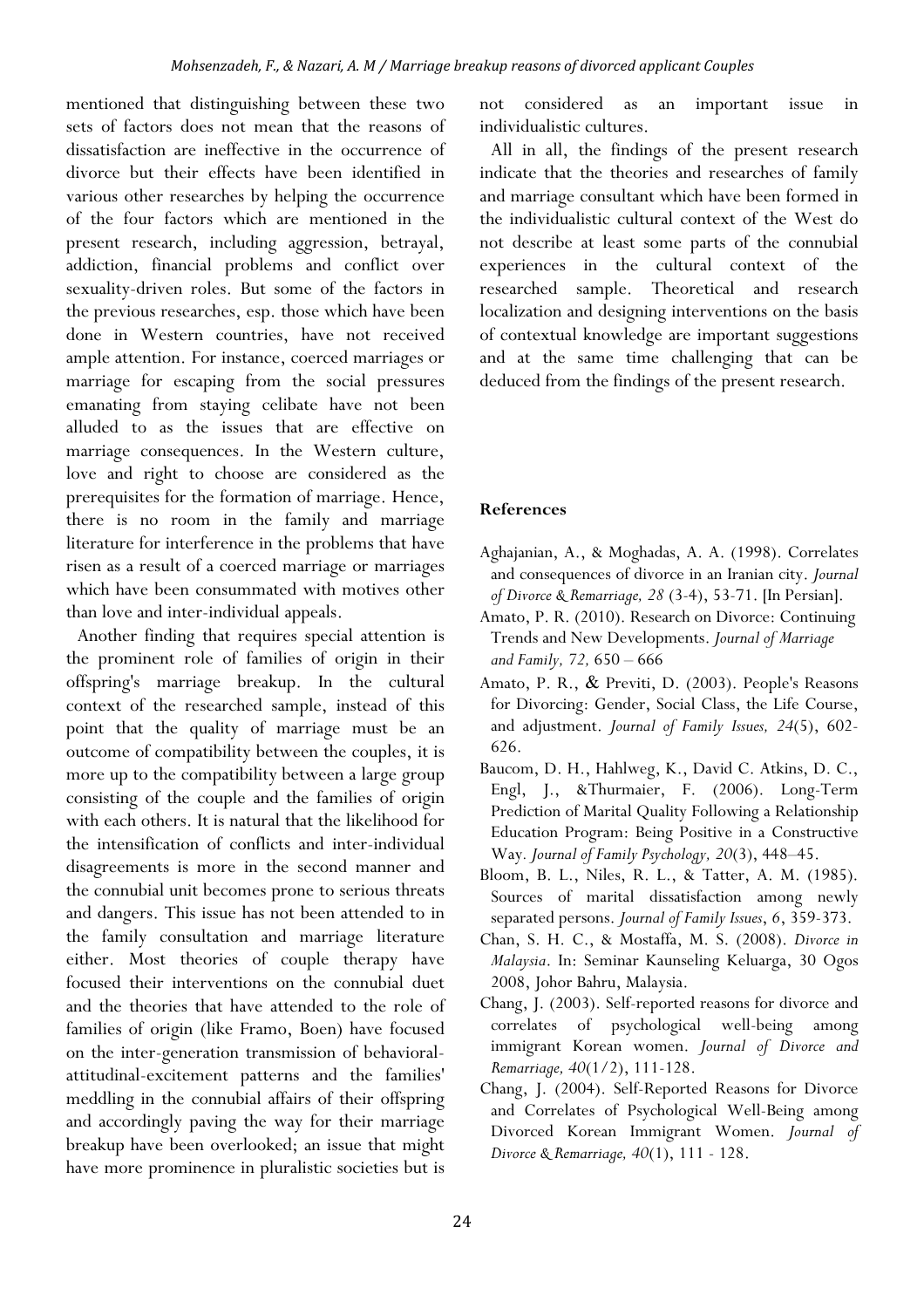mentioned that distinguishing between these two sets of factors does not mean that the reasons of dissatisfaction are ineffective in the occurrence of divorce but their effects have been identified in various other researches by helping the occurrence of the four factors which are mentioned in the present research, including aggression, betrayal, addiction, financial problems and conflict over sexuality-driven roles. But some of the factors in the previous researches, esp. those which have been done in Western countries, have not received ample attention. For instance, coerced marriages or marriage for escaping from the social pressures emanating from staying celibate have not been alluded to as the issues that are effective on marriage consequences. In the Western culture, love and right to choose are considered as the prerequisites for the formation of marriage. Hence, there is no room in the family and marriage literature for interference in the problems that have risen as a result of a coerced marriage or marriages which have been consummated with motives other than love and inter-individual appeals.

Another finding that requires special attention is the prominent role of families of origin in their offspring's marriage breakup. In the cultural context of the researched sample, instead of this point that the quality of marriage must be an outcome of compatibility between the couples, it is more up to the compatibility between a large group consisting of the couple and the families of origin with each others. It is natural that the likelihood for the intensification of conflicts and inter-individual disagreements is more in the second manner and the connubial unit becomes prone to serious threats and dangers. This issue has not been attended to in the family consultation and marriage literature either. Most theories of couple therapy have focused their interventions on the connubial duet and the theories that have attended to the role of families of origin (like Framo, Boen) have focused on the inter-generation transmission of behavioral-attitudinal-excitement patterns and the families' meddling in the connubial affairs of their offspring and accordingly paving the way for their marriage breakup have been overlooked; an issue that might have more prominence in pluralistic societies but is not considered as an important issue in individualistic cultures.

All in all, the findings of the present research indicate that the theories and researches of family and marriage consultant which have been formed in the individualistic cultural context of the West do not describe at least some parts of the connubial experiences in the cultural context of the researched sample. Theoretical and research localization and designing interventions on the basis of contextual knowledge are important suggestions and at the same time challenging that can be deduced from the findings of the present research.

## References

Aghajanian, A., & Moghadas, A. A. (1998). Correlates and consequences of divorce in an Iranian city. *Journal of Divorce & Remarriage, 28* (3-4), 53-71. [In Persian].

Amato, P. R. (2010). Research on Divorce: Continuing Trends and New Developments. *Journal of Marriage and Family, 72,* 650 – 666

Amato, P. R., & Previti, D. (2003). People's Reasons for Divorcing: Gender, Social Class, the Life Course, and adjustment. *Journal of Family Issues, 24*(5), 602-626.

Baucom, D. H., Hahlweg, K., David C. Atkins, D. C., Engl, J., &Thurmaier, F. (2006). Long-Term Prediction of Marital Quality Following a Relationship Education Program: Being Positive in a Constructive Way. *Journal of Family Psychology, 20*(3), 448–45.

Bloom, B. L., Niles, R. L., & Tatter, A. M. (1985). Sources of marital dissatisfaction among newly separated persons. *Journal of Family Issues*, 6, 359-373.

Chan, S. H. C., & Mostaffa, M. S. (2008). *Divorce in Malaysia*. In: Seminar Kaunseling Keluarga, 30 Ogos 2008, Johor Bahru, Malaysia.

Chang, J. (2003). Self-reported reasons for divorce and correlates of psychological well-being among immigrant Korean women. *Journal of Divorce and Remarriage, 40*(1/2), 111-128.

Chang, J. (2004). Self-Reported Reasons for Divorce and Correlates of Psychological Well-Being among Divorced Korean Immigrant Women. *Journal of Divorce & Remarriage, 40*(1), 111 - 128.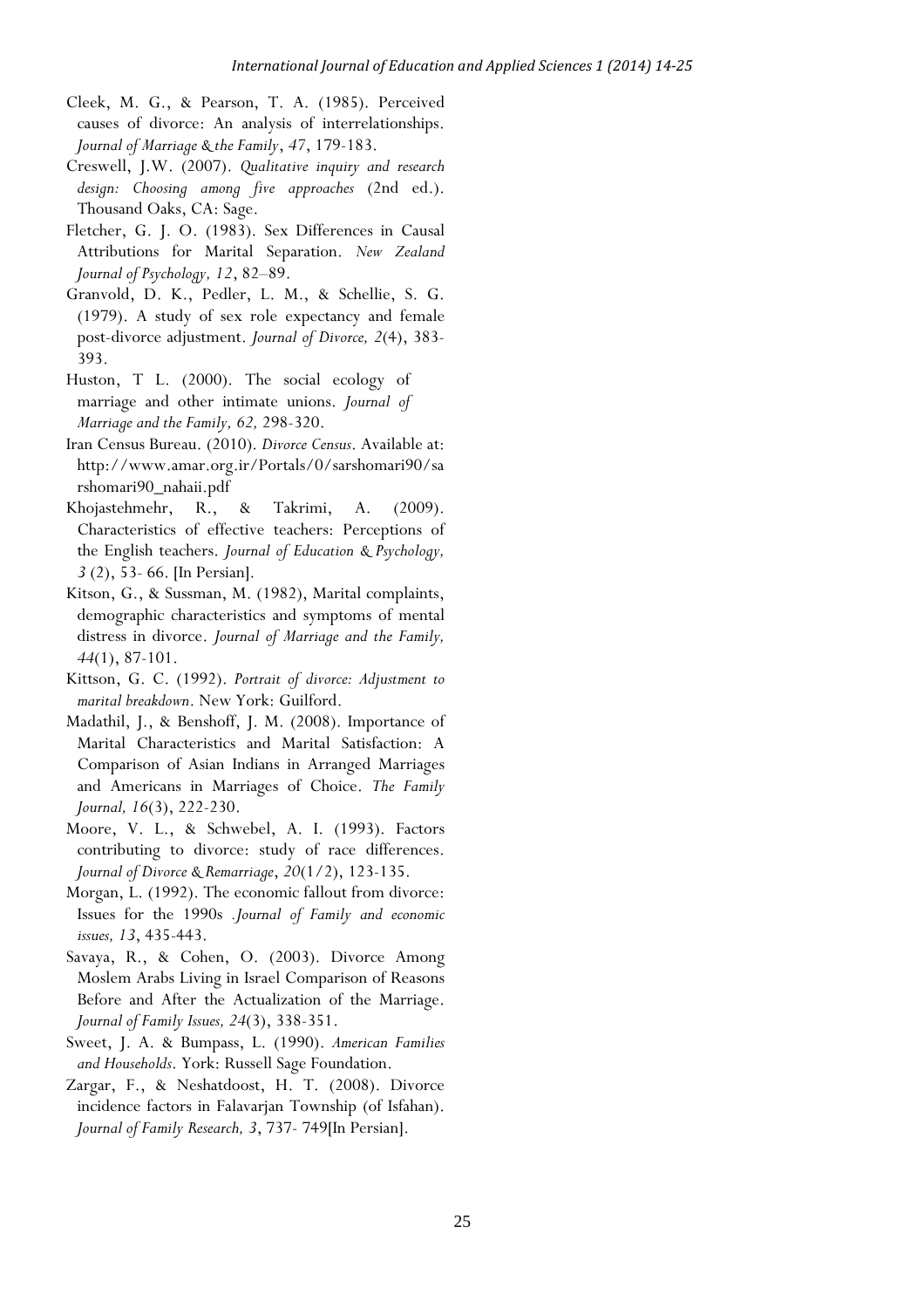Cleek, M. G., & Pearson, T. A. (1985). Perceived causes of divorce: An analysis of interrelationships. *Journal of Marriage & the Family*, *47*, 179-183.

Creswell, J.W. (2007). *Qualitative inquiry and research design: Choosing among five approaches* (2nd ed.). Thousand Oaks, CA: Sage.

Fletcher, G. J. O. (1983). Sex Differences in Causal Attributions for Marital Separation. *New Zealand Journal of Psychology, 12*, 82–89.

Granvold, D. K., Pedler, L. M., & Schellie, S. G. (1979). A study of sex role expectancy and female post-divorce adjustment. *Journal of Divorce, 2*(4), 383-393.

Huston, T L. (2000). The social ecology of marriage and other intimate unions. *Journal of Marriage and the Family, 62,* 298-320.

Iran Census Bureau. (2010). *Divorce Census*. Available at: http://www.amar.org.ir/Portals/0/sarshomari90/sarshomari90_nahaii.pdf

Khojastehmehr, R., & Takrimi, A. (2009). Characteristics of effective teachers: Perceptions of the English teachers. *Journal of Education & Psychology, 3* (2), 53- 66. [In Persian].

Kitson, G., & Sussman, M. (1982), Marital complaints, demographic characteristics and symptoms of mental distress in divorce. *Journal of Marriage and the Family, 44*(1), 87-101.

Kittson, G. C. (1992). *Portrait of divorce: Adjustment to marital breakdown*. New York: Guilford.

Madathil, J., & Benshoff, J. M. (2008). Importance of Marital Characteristics and Marital Satisfaction: A Comparison of Asian Indians in Arranged Marriages and Americans in Marriages of Choice. *The Family Journal, 16*(3), 222-230.

Moore, V. L., & Schwebel, A. I. (1993). Factors contributing to divorce: study of race differences. *Journal of Divorce & Remarriage*, *20*(1/2), 123-135.

Morgan, L. (1992). The economic fallout from divorce: Issues for the 1990s *.Journal of Family and economic issues, 13*, 435-443.

Savaya, R., & Cohen, O. (2003). Divorce Among Moslem Arabs Living in Israel Comparison of Reasons Before and After the Actualization of the Marriage. *Journal of Family Issues, 24*(3), 338-351.

Sweet, J. A. & Bumpass, L. (1990). *American Families and Households*. York: Russell Sage Foundation.

Zargar, F., & Neshatdoost, H. T. (2008). Divorce incidence factors in Falavarjan Township (of Isfahan). *Journal of Family Research, 3*, 737- 749[In Persian].